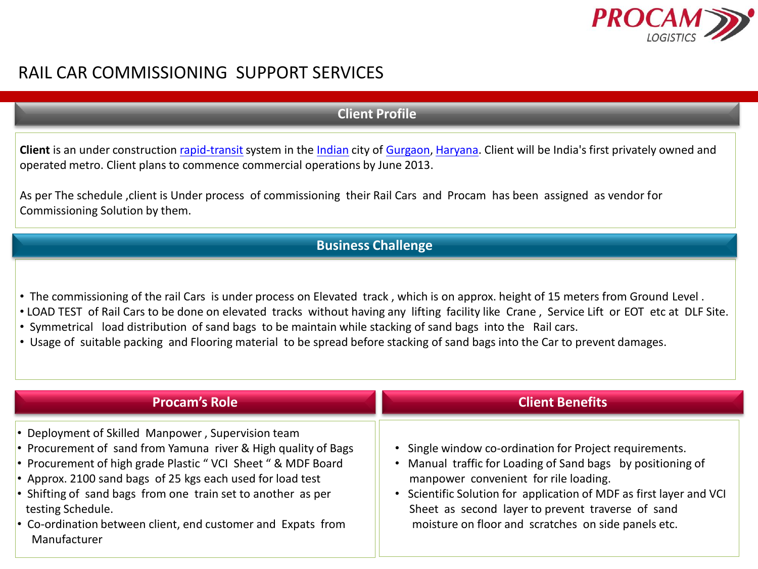# RAIL CAR COMMISSIONING SUPPORT SERVICES

## Client Profile

**Client** is an under construction rapid-transit system in the Indian city of Gurgaon, Haryana. Client will be India's first privately owned and operated metro. Client plans to commence commercial operations by June 2013.

As per The schedule ,client is Under process of commissioning their Rail Cars and Procam has been assigned as vendor for Commissioning Solution by them.

## Business Challenge

- The commissioning of the rail Cars is under process on Elevated track , which is on approx. height of 15 meters from Ground Level .
- LOAD TEST of Rail Cars to be done on elevated tracks without having any lifting facility like Crane , Service Lift or EOT etc at DLF Site.
- Symmetrical load distribution of sand bags to be maintain while stacking of sand bags into the Rail cars.
- Usage of suitable packing and Flooring material to be spread before stacking of sand bags into the Car to prevent damages.

## Procam's Role

- Deployment of Skilled Manpower , Supervision team
- Procurement of sand from Yamuna river & High quality of Bags
- Procurement of high grade Plastic " VCI Sheet " & MDF Board
- Approx. 2100 sand bags of 25 kgs each used for load test
- Shifting of sand bags from one train set to another as per testing Schedule.
- Co-ordination between client, end customer and Expats from Manufacturer

## Client Benefits

- Single window co-ordination for Project requirements.
- Manual traffic for Loading of Sand bags by positioning of manpower convenient for rile loading.
- Scientific Solution for application of MDF as first layer and VCI Sheet as second layer to prevent traverse of sand moisture on floor and scratches on side panels etc.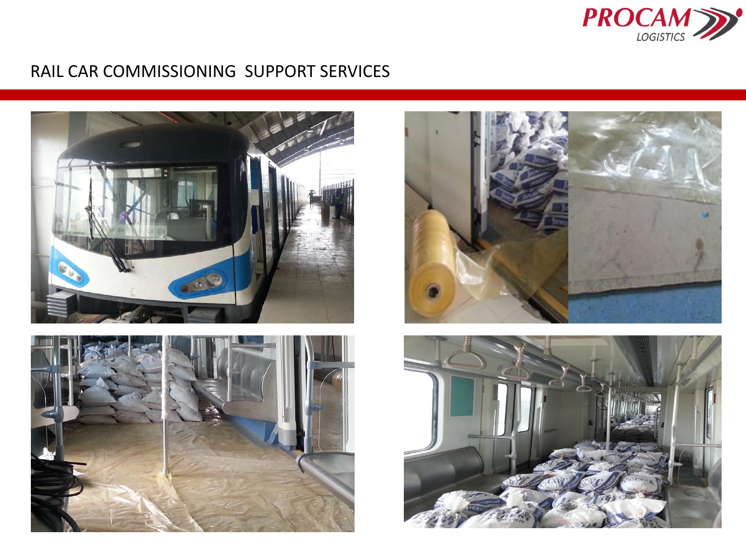# RAIL CAR COMMISSIONING SUPPORT SERVICES